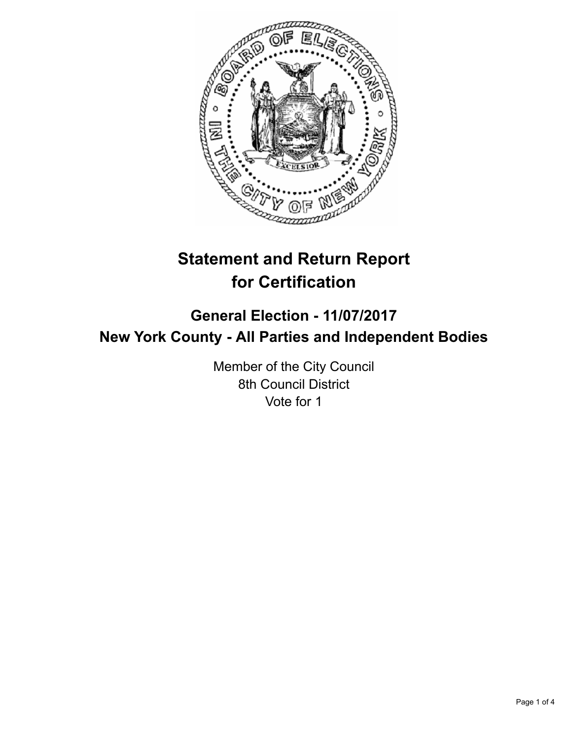# Statement and Return Report for Certification

## General Election - 11/07/2017
## New York County - All Parties and Independent Bodies

Member of the City Council
8th Council District
Vote for 1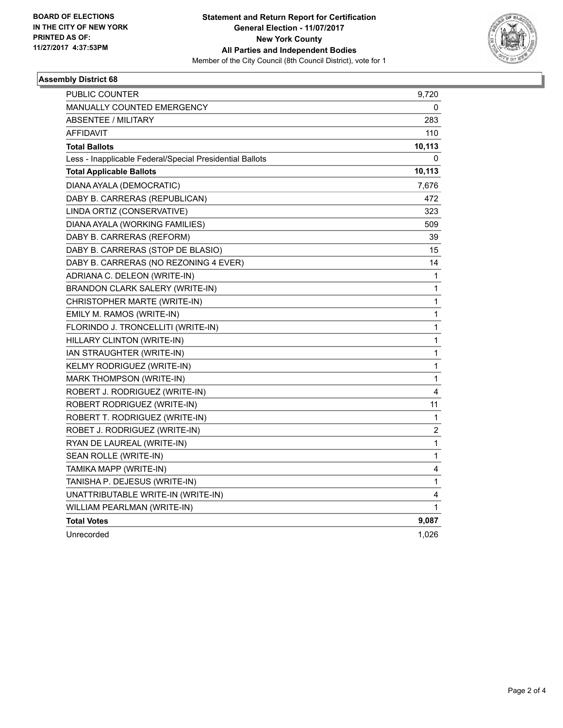**BOARD OF ELECTIONS IN THE CITY OF NEW YORK PRINTED AS OF: 11/27/2017 4:37:53PM**

**Statement and Return Report for Certification**
**General Election - 11/07/2017**
**New York County**
**All Parties and Independent Bodies**
Member of the City Council (8th Council District), vote for 1

### Assembly District 68

| | |
|---|---|
| PUBLIC COUNTER | 9,720 |
| MANUALLY COUNTED EMERGENCY | 0 |
| ABSENTEE / MILITARY | 283 |
| AFFIDAVIT | 110 |
| **Total Ballots** | **10,113** |
| Less - Inapplicable Federal/Special Presidential Ballots | 0 |
| **Total Applicable Ballots** | **10,113** |
| DIANA AYALA (DEMOCRATIC) | 7,676 |
| DABY B. CARRERAS (REPUBLICAN) | 472 |
| LINDA ORTIZ (CONSERVATIVE) | 323 |
| DIANA AYALA (WORKING FAMILIES) | 509 |
| DABY B. CARRERAS (REFORM) | 39 |
| DABY B. CARRERAS (STOP DE BLASIO) | 15 |
| DABY B. CARRERAS (NO REZONING 4 EVER) | 14 |
| ADRIANA C. DELEON (WRITE-IN) | 1 |
| BRANDON CLARK SALERY (WRITE-IN) | 1 |
| CHRISTOPHER MARTE (WRITE-IN) | 1 |
| EMILY M. RAMOS (WRITE-IN) | 1 |
| FLORINDO J. TRONCELLITI (WRITE-IN) | 1 |
| HILLARY CLINTON (WRITE-IN) | 1 |
| IAN STRAUGHTER (WRITE-IN) | 1 |
| KELMY RODRIGUEZ (WRITE-IN) | 1 |
| MARK THOMPSON (WRITE-IN) | 1 |
| ROBERT J. RODRIGUEZ (WRITE-IN) | 4 |
| ROBERT RODRIGUEZ (WRITE-IN) | 11 |
| ROBERT T. RODRIGUEZ (WRITE-IN) | 1 |
| ROBET J. RODRIGUEZ (WRITE-IN) | 2 |
| RYAN DE LAUREAL (WRITE-IN) | 1 |
| SEAN ROLLE (WRITE-IN) | 1 |
| TAMIKA MAPP (WRITE-IN) | 4 |
| TANISHA P. DEJESUS (WRITE-IN) | 1 |
| UNATTRIBUTABLE WRITE-IN (WRITE-IN) | 4 |
| WILLIAM PEARLMAN (WRITE-IN) | 1 |
| **Total Votes** | **9,087** |
| Unrecorded | 1,026 |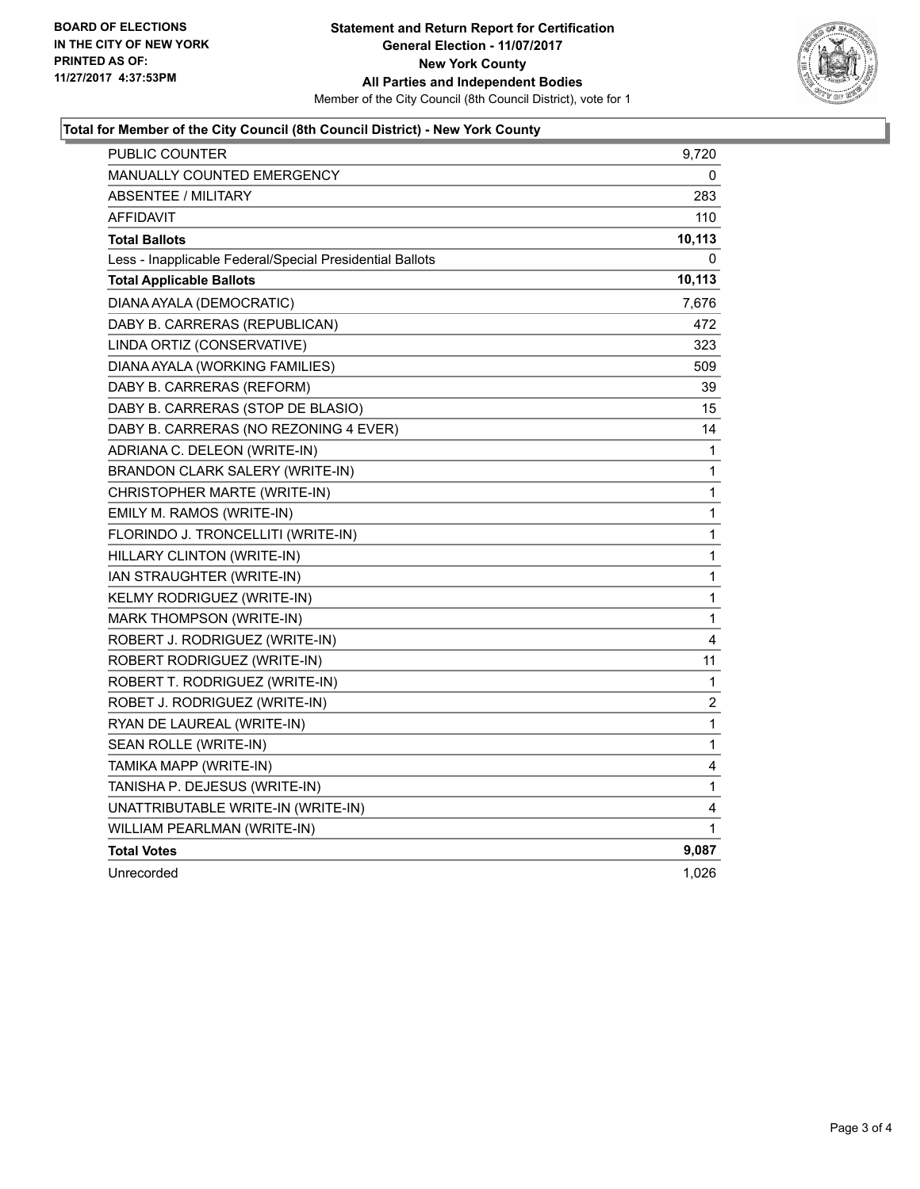BOARD OF ELECTIONS
IN THE CITY OF NEW YORK
PRINTED AS OF:
11/27/2017 4:37:53PM

**Statement and Return Report for Certification**
**General Election - 11/07/2017**
**New York County**
**All Parties and Independent Bodies**
Member of the City Council (8th Council District), vote for 1

## Total for Member of the City Council (8th Council District) - New York County

| | |
|---|---|
| PUBLIC COUNTER | 9,720 |
| MANUALLY COUNTED EMERGENCY | 0 |
| ABSENTEE / MILITARY | 283 |
| AFFIDAVIT | 110 |
| **Total Ballots** | **10,113** |
| Less - Inapplicable Federal/Special Presidential Ballots | 0 |
| **Total Applicable Ballots** | **10,113** |
| DIANA AYALA (DEMOCRATIC) | 7,676 |
| DABY B. CARRERAS (REPUBLICAN) | 472 |
| LINDA ORTIZ (CONSERVATIVE) | 323 |
| DIANA AYALA (WORKING FAMILIES) | 509 |
| DABY B. CARRERAS (REFORM) | 39 |
| DABY B. CARRERAS (STOP DE BLASIO) | 15 |
| DABY B. CARRERAS (NO REZONING 4 EVER) | 14 |
| ADRIANA C. DELEON (WRITE-IN) | 1 |
| BRANDON CLARK SALERY (WRITE-IN) | 1 |
| CHRISTOPHER MARTE (WRITE-IN) | 1 |
| EMILY M. RAMOS (WRITE-IN) | 1 |
| FLORINDO J. TRONCELLITI (WRITE-IN) | 1 |
| HILLARY CLINTON (WRITE-IN) | 1 |
| IAN STRAUGHTER (WRITE-IN) | 1 |
| KELMY RODRIGUEZ (WRITE-IN) | 1 |
| MARK THOMPSON (WRITE-IN) | 1 |
| ROBERT J. RODRIGUEZ (WRITE-IN) | 4 |
| ROBERT RODRIGUEZ (WRITE-IN) | 11 |
| ROBERT T. RODRIGUEZ (WRITE-IN) | 1 |
| ROBET J. RODRIGUEZ (WRITE-IN) | 2 |
| RYAN DE LAUREAL (WRITE-IN) | 1 |
| SEAN ROLLE (WRITE-IN) | 1 |
| TAMIKA MAPP (WRITE-IN) | 4 |
| TANISHA P. DEJESUS (WRITE-IN) | 1 |
| UNATTRIBUTABLE WRITE-IN (WRITE-IN) | 4 |
| WILLIAM PEARLMAN (WRITE-IN) | 1 |
| **Total Votes** | **9,087** |
| Unrecorded | 1,026 |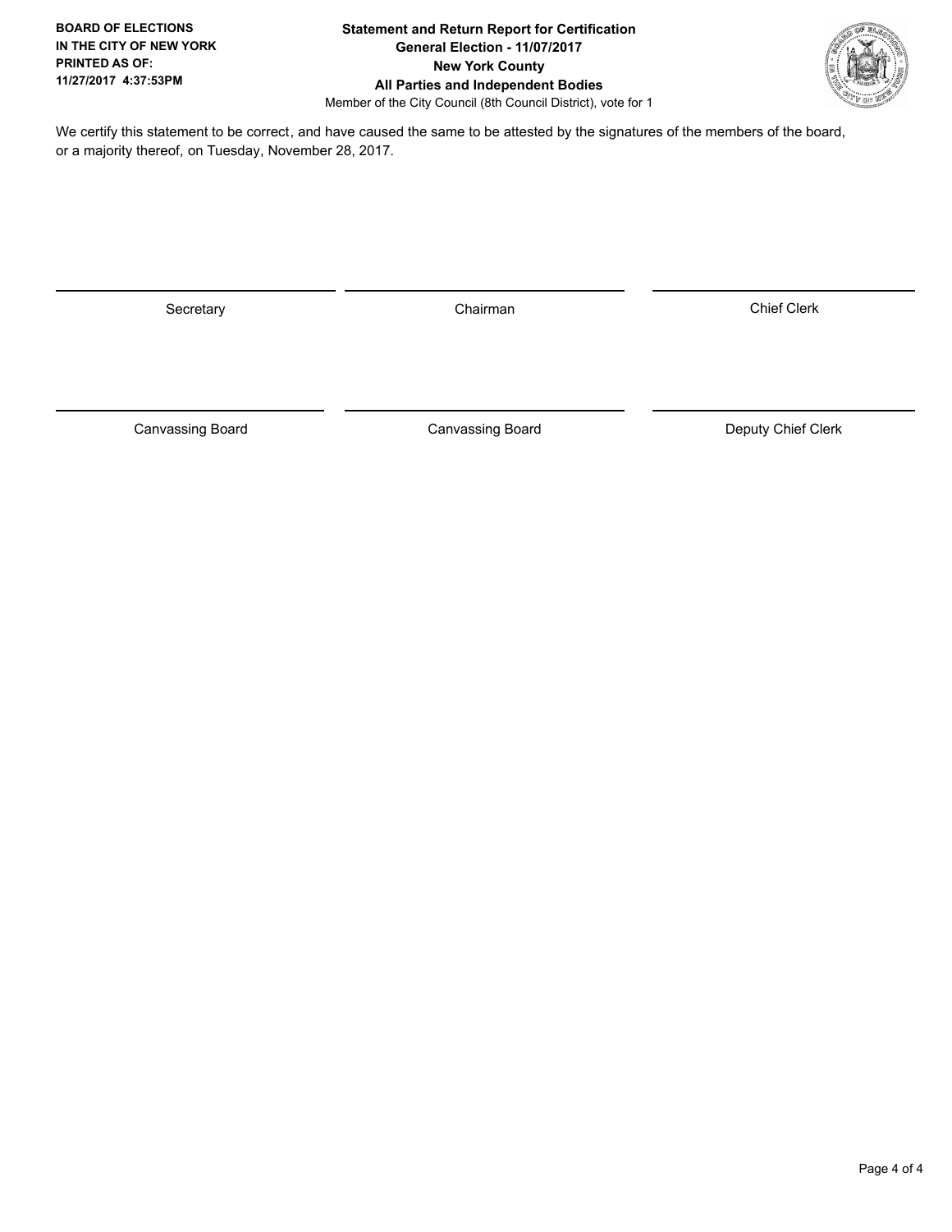**BOARD OF ELECTIONS IN THE CITY OF NEW YORK**
**PRINTED AS OF: 11/27/2017 4:37:53PM**

**Statement and Return Report for Certification**
**General Election - 11/07/2017**
**New York County**
**All Parties and Independent Bodies**
Member of the City Council (8th Council District), vote for 1

We certify this statement to be correct, and have caused the same to be attested by the signatures of the members of the board, or a majority thereof, on Tuesday, November 28, 2017.

| | | |
|---|---|---|
| Secretary | Chairman | Chief Clerk |
| Canvassing Board | Canvassing Board | Deputy Chief Clerk |